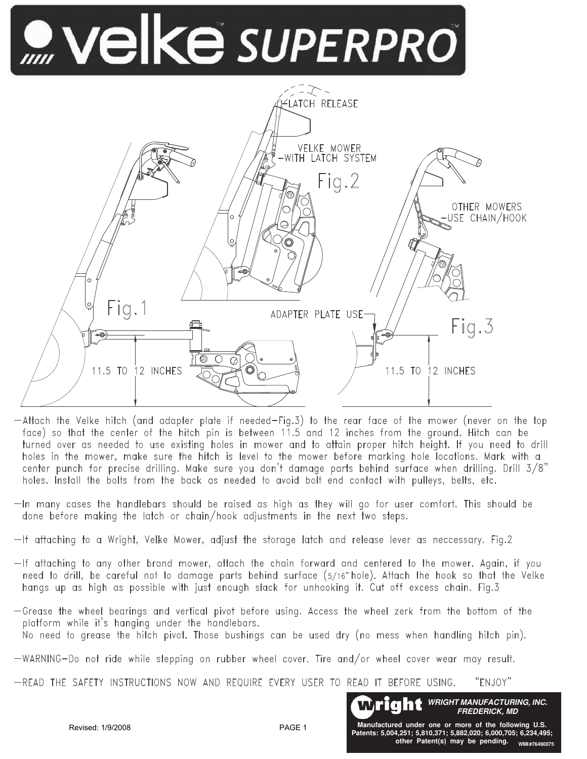# velke SUPERPRO

LATCH RELEASE

VELKE MOWER
-WITH LATCH SYSTEM

Fig.2

OTHER MOWERS
-USE CHAIN/HOOK

Fig.1

ADAPTER PLATE USE

Fig.3

11.5 TO 12 INCHES

11.5 TO 12 INCHES

- Attach the Velke hitch (and adapter plate if needed-Fig.3) to the rear face of the mower (never on the top face) so that the center of the hitch pin is between 11.5 and 12 inches from the ground. Hitch can be turned over as needed to use existing holes in mower and to attain proper hitch height. If you need to drill holes in the mower, make sure the hitch is level to the mower before marking hole locations. Mark with a center punch for precise drilling. Make sure you don't damage parts behind surface when drilling. Drill 3/8" holes. Install the bolts from the back as needed to avoid bolt end contact with pulleys, belts, etc.

- In many cases the handlebars should be raised as high as they will go for user comfort. This should be done before making the latch or chain/hook adjustments in the next two steps.

- If attaching to a Wright, Velke Mower, adjust the storage latch and release lever as neccessary. Fig.2

- If attaching to any other brand mower, attach the chain forward and centered to the mower. Again, if you need to drill, be careful not to damage parts behind surface (5/16" hole). Attach the hook so that the Velke hangs up as high as possible with just enough slack for unhooking it. Cut off excess chain. Fig.3

- Grease the wheel bearings and vertical pivot before using. Access the wheel zerk from the bottom of the platform while it's hanging under the handlebars.
  No need to grease the hitch pivot. Those bushings can be used dry (no mess when handling hitch pin).

- WARNING-Do not ride while stepping on rubber wheel cover. Tire and/or wheel cover wear may result.

- READ THE SAFETY INSTRUCTIONS NOW AND REQUIRE EVERY USER TO READ IT BEFORE USING. "ENJOY"

Revised: 1/9/2008

**WRIGHT MANUFACTURING, INC.**
**FREDERICK, MD**

**Manufactured under one or more of the following U.S. Patents: 5,004,251; 5,810,371; 5,882,020; 6,000,705; 6,234,495; other Patent(s) may be pending.** WMI #76490075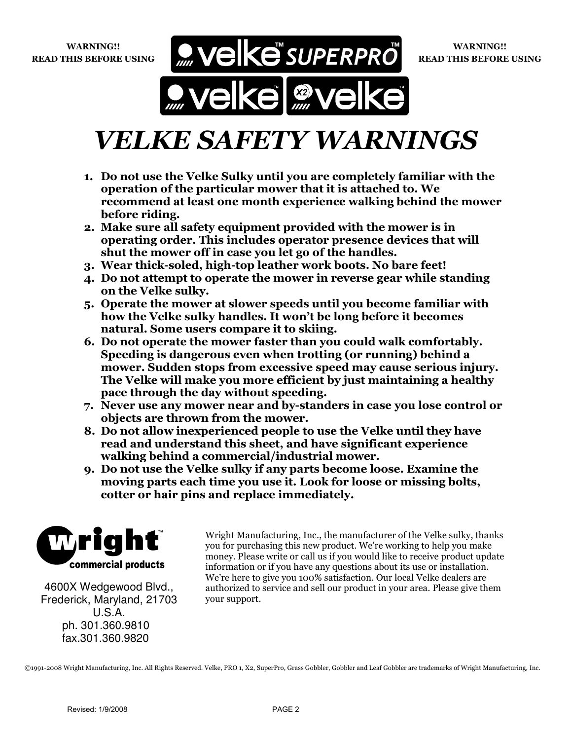**WARNING!!**
**READ THIS BEFORE USING**

**WARNING!!**
**READ THIS BEFORE USING**

# *VELKE SAFETY WARNINGS*

1. **Do not use the Velke Sulky until you are completely familiar with the operation of the particular mower that it is attached to. We recommend at least one month experience walking behind the mower before riding.**
2. **Make sure all safety equipment provided with the mower is in operating order. This includes operator presence devices that will shut the mower off in case you let go of the handles.**
3. **Wear thick-soled, high-top leather work boots. No bare feet!**
4. **Do not attempt to operate the mower in reverse gear while standing on the Velke sulky.**
5. **Operate the mower at slower speeds until you become familiar with how the Velke sulky handles. It won't be long before it becomes natural. Some users compare it to skiing.**
6. **Do not operate the mower faster than you could walk comfortably. Speeding is dangerous even when trotting (or running) behind a mower. Sudden stops from excessive speed may cause serious injury. The Velke will make you more efficient by just maintaining a healthy pace through the day without speeding.**
7. **Never use any mower near and by-standers in case you lose control or objects are thrown from the mower.**
8. **Do not allow inexperienced people to use the Velke until they have read and understand this sheet, and have significant experience walking behind a commercial/industrial mower.**
9. **Do not use the Velke sulky if any parts become loose. Examine the moving parts each time you use it. Look for loose or missing bolts, cotter or hair pins and replace immediately.**

**wright™ commercial products**

4600X Wedgewood Blvd.,
Frederick, Maryland, 21703
U.S.A.
ph. 301.360.9810
fax.301.360.9820

Wright Manufacturing, Inc., the manufacturer of the Velke sulky, thanks you for purchasing this new product. We're working to help you make money. Please write or call us if you would like to receive product update information or if you have any questions about its use or installation. We're here to give you 100% satisfaction. Our local Velke dealers are authorized to service and sell our product in your area. Please give them your support.

©1991-2008 Wright Manufacturing, Inc. All Rights Reserved. Velke, PRO 1, X2, SuperPro, Grass Gobbler, Gobbler and Leaf Gobbler are trademarks of Wright Manufacturing, Inc.

Revised: 1/9/2008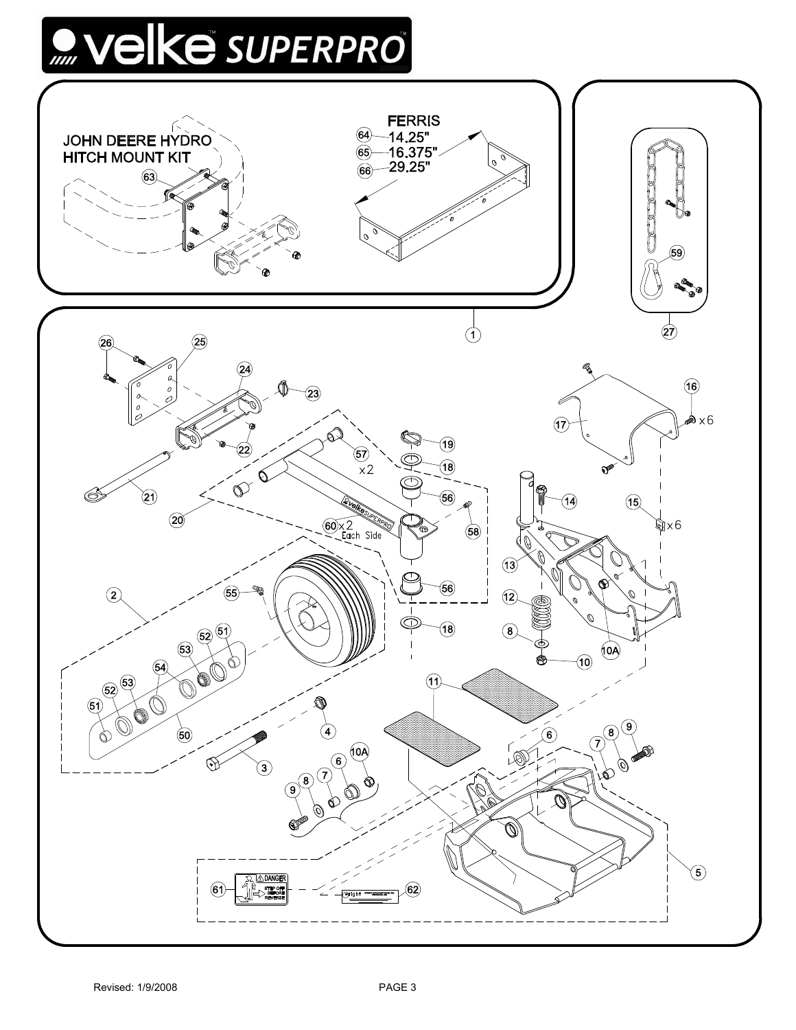# velke SUPERPRO

JOHN DEERE HYDRO HITCH MOUNT KIT

63

FERRIS

64 — 14.25"

65 — 16.375"

66 — 29.25"

59

27

1

26 25 24 23 22 21 20 57 x2 19 18 56 60 x2 Each Side 58 56 18 2 55 51 52 53 54 52 53 51 50 3 4 14 13 12 8 10 10A 16 x6 17 15 x6 11 6 7 8 9 10A 6 7 8 9 5

61 DANGER STEP OFF BEFORE REVERSE

62

Revised: 1/9/2008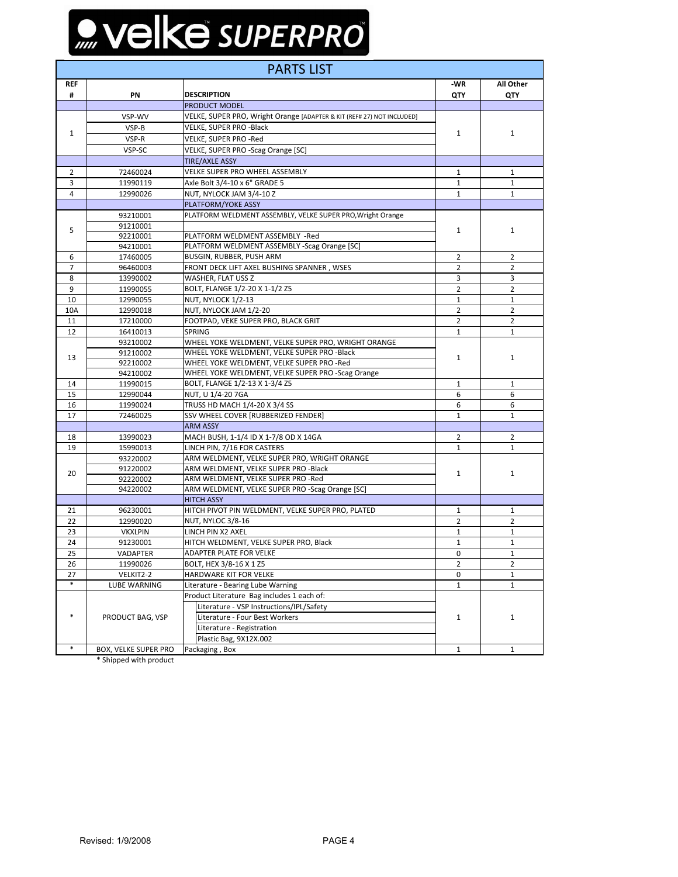# velke SUPERPRO

## PARTS LIST

| REF # | PN | DESCRIPTION | -WR QTY | All Other QTY |
|---|---|---|---|---|
| | | PRODUCT MODEL | | |
| 1 | VSP-WV | VELKE, SUPER PRO, Wright Orange [ADAPTER & KIT (REF# 27) NOT INCLUDED] | 1 | 1 |
| | VSP-B | VELKE, SUPER PRO -Black | | |
| | VSP-R | VELKE, SUPER PRO -Red | | |
| | VSP-SC | VELKE, SUPER PRO -Scag Orange [SC] | | |
| | | TIRE/AXLE ASSY | | |
| 2 | 72460024 | VELKE SUPER PRO WHEEL ASSEMBLY | 1 | 1 |
| 3 | 11990119 | Axle Bolt 3/4-10 x 6" GRADE 5 | 1 | 1 |
| 4 | 12990026 | NUT, NYLOCK JAM 3/4-10 Z | 1 | 1 |
| | | PLATFORM/YOKE ASSY | | |
| 5 | 93210001 | PLATFORM WELDMENT ASSEMBLY, VELKE SUPER PRO,Wright Orange | 1 | 1 |
| | 91210001 | | | |
| | 92210001 | PLATFORM WELDMENT ASSEMBLY -Red | | |
| | 94210001 | PLATFORM WELDMENT ASSEMBLY -Scag Orange [SC] | | |
| 6 | 17460005 | BUSGIN, RUBBER, PUSH ARM | 2 | 2 |
| 7 | 96460003 | FRONT DECK LIFT AXEL BUSHING SPANNER , WSES | 2 | 2 |
| 8 | 13990002 | WASHER, FLAT USS Z | 3 | 3 |
| 9 | 11990055 | BOLT, FLANGE 1/2-20 X 1-1/2 Z5 | 2 | 2 |
| 10 | 12990055 | NUT, NYLOCK 1/2-13 | 1 | 1 |
| 10A | 12990018 | NUT, NYLOCK JAM 1/2-20 | 2 | 2 |
| 11 | 17210000 | FOOTPAD, VEKE SUPER PRO, BLACK GRIT | 2 | 2 |
| 12 | 16410013 | SPRING | 1 | 1 |
| 13 | 93210002 | WHEEL YOKE WELDMENT, VELKE SUPER PRO, WRIGHT ORANGE | 1 | 1 |
| | 91210002 | WHEEL YOKE WELDMENT, VELKE SUPER PRO -Black | | |
| | 92210002 | WHEEL YOKE WELDMENT, VELKE SUPER PRO -Red | | |
| | 94210002 | WHEEL YOKE WELDMENT, VELKE SUPER PRO -Scag Orange | | |
| 14 | 11990015 | BOLT, FLANGE 1/2-13 X 1-3/4 Z5 | 1 | 1 |
| 15 | 12990044 | NUT, U 1/4-20 7GA | 6 | 6 |
| 16 | 11990024 | TRUSS HD MACH 1/4-20 X 3/4 SS | 6 | 6 |
| 17 | 72460025 | SSV WHEEL COVER [RUBBERIZED FENDER] | 1 | 1 |
| | | ARM ASSY | | |
| 18 | 13990023 | MACH BUSH, 1-1/4 ID X 1-7/8 OD X 14GA | 2 | 2 |
| 19 | 15990013 | LINCH PIN, 7/16 FOR CASTERS | 1 | 1 |
| 20 | 93220002 | ARM WELDMENT, VELKE SUPER PRO, WRIGHT ORANGE | 1 | 1 |
| | 91220002 | ARM WELDMENT, VELKE SUPER PRO -Black | | |
| | 92220002 | ARM WELDMENT, VELKE SUPER PRO -Red | | |
| | 94220002 | ARM WELDMENT, VELKE SUPER PRO -Scag Orange [SC] | | |
| | | HITCH ASSY | | |
| 21 | 96230001 | HITCH PIVOT PIN WELDMENT, VELKE SUPER PRO, PLATED | 1 | 1 |
| 22 | 12990020 | NUT, NYLOC 3/8-16 | 2 | 2 |
| 23 | VKXLPIN | LINCH PIN X2 AXEL | 1 | 1 |
| 24 | 91230001 | HITCH WELDMENT, VELKE SUPER PRO, Black | 1 | 1 |
| 25 | VADAPTER | ADAPTER PLATE FOR VELKE | 0 | 1 |
| 26 | 11990026 | BOLT, HEX 3/8-16 X 1 Z5 | 2 | 2 |
| 27 | VELKIT2-2 | HARDWARE KIT FOR VELKE | 0 | 1 |
| * | LUBE WARNING | Literature - Bearing Lube Warning | 1 | 1 |
| * | PRODUCT BAG, VSP | Product Literature Bag includes 1 each of: | 1 | 1 |
| | | Literature - VSP Instructions/IPL/Safety | | |
| | | Literature - Four Best Workers | | |
| | | Literature - Registration | | |
| | | Plastic Bag, 9X12X.002 | | |
| * | BOX, VELKE SUPER PRO | Packaging , Box | 1 | 1 |

* Shipped with product

Revised: 1/9/2008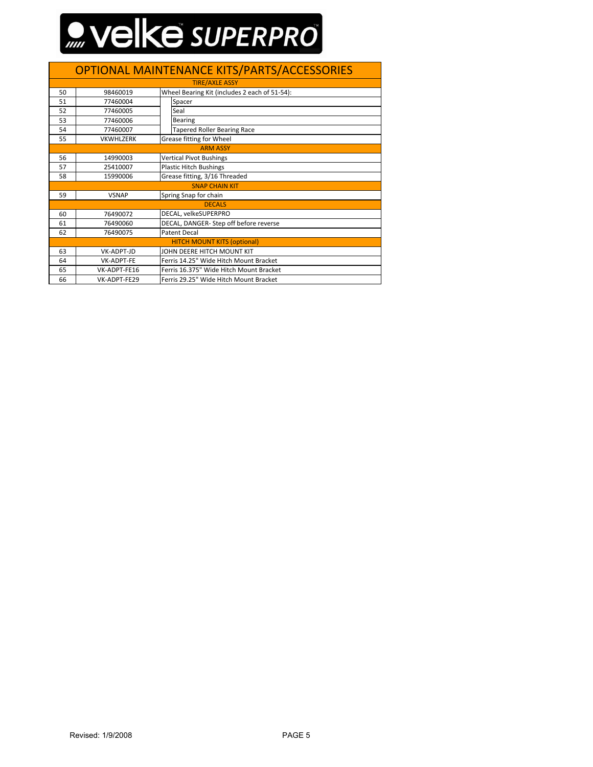velke SUPERPRO

# OPTIONAL MAINTENANCE KITS/PARTS/ACCESSORIES

| | | |
|---|---|---|
| **TIRE/AXLE ASSY** | | |
| 50 | 98460019 | Wheel Bearing Kit (includes 2 each of 51-54): |
| 51 | 77460004 | Spacer |
| 52 | 77460005 | Seal |
| 53 | 77460006 | Bearing |
| 54 | 77460007 | Tapered Roller Bearing Race |
| 55 | VKWHLZERK | Grease fitting for Wheel |
| **ARM ASSY** | | |
| 56 | 14990003 | Vertical Pivot Bushings |
| 57 | 25410007 | Plastic Hitch Bushings |
| 58 | 15990006 | Grease fitting, 3/16 Threaded |
| **SNAP CHAIN KIT** | | |
| 59 | VSNAP | Spring Snap for chain |
| **DECALS** | | |
| 60 | 76490072 | DECAL, velkeSUPERPRO |
| 61 | 76490060 | DECAL, DANGER- Step off before reverse |
| 62 | 76490075 | Patent Decal |
| **HITCH MOUNT KITS (optional)** | | |
| 63 | VK-ADPT-JD | JOHN DEERE HITCH MOUNT KIT |
| 64 | VK-ADPT-FE | Ferris 14.25" Wide Hitch Mount Bracket |
| 65 | VK-ADPT-FE16 | Ferris 16.375" Wide Hitch Mount Bracket |
| 66 | VK-ADPT-FE29 | Ferris 29.25" Wide Hitch Mount Bracket |

Revised: 1/9/2008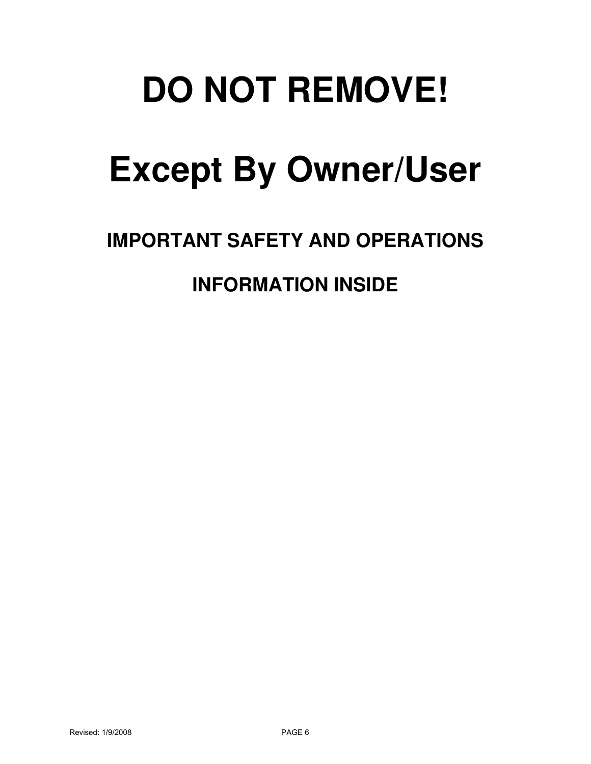# DO NOT REMOVE!

# Except By Owner/User

## IMPORTANT SAFETY AND OPERATIONS

## INFORMATION INSIDE